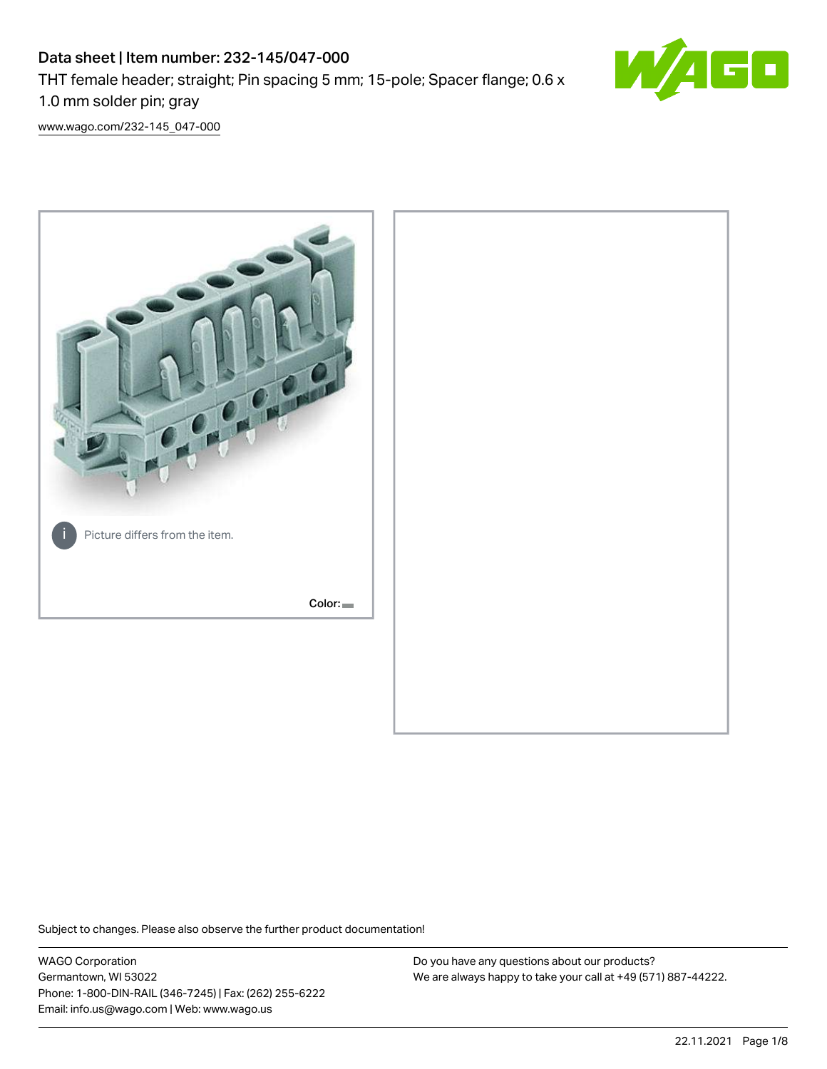# Data sheet | Item number: 232-145/047-000

THT female header; straight; Pin spacing 5 mm; 15-pole; Spacer flange; 0.6 x 1.0 mm solder pin; gray

www.wago.com/232-145_047-000

Picture differs from the item.

Color:

Subject to changes. Please also observe the further product documentation!

WAGO Corporation
Germantown, WI 53022
Phone: 1-800-DIN-RAIL (346-7245) | Fax: (262) 255-6222
Email: info.us@wago.com | Web: www.wago.us

Do you have any questions about our products?
We are always happy to take your call at +49 (571) 887-44222.

22.11.2021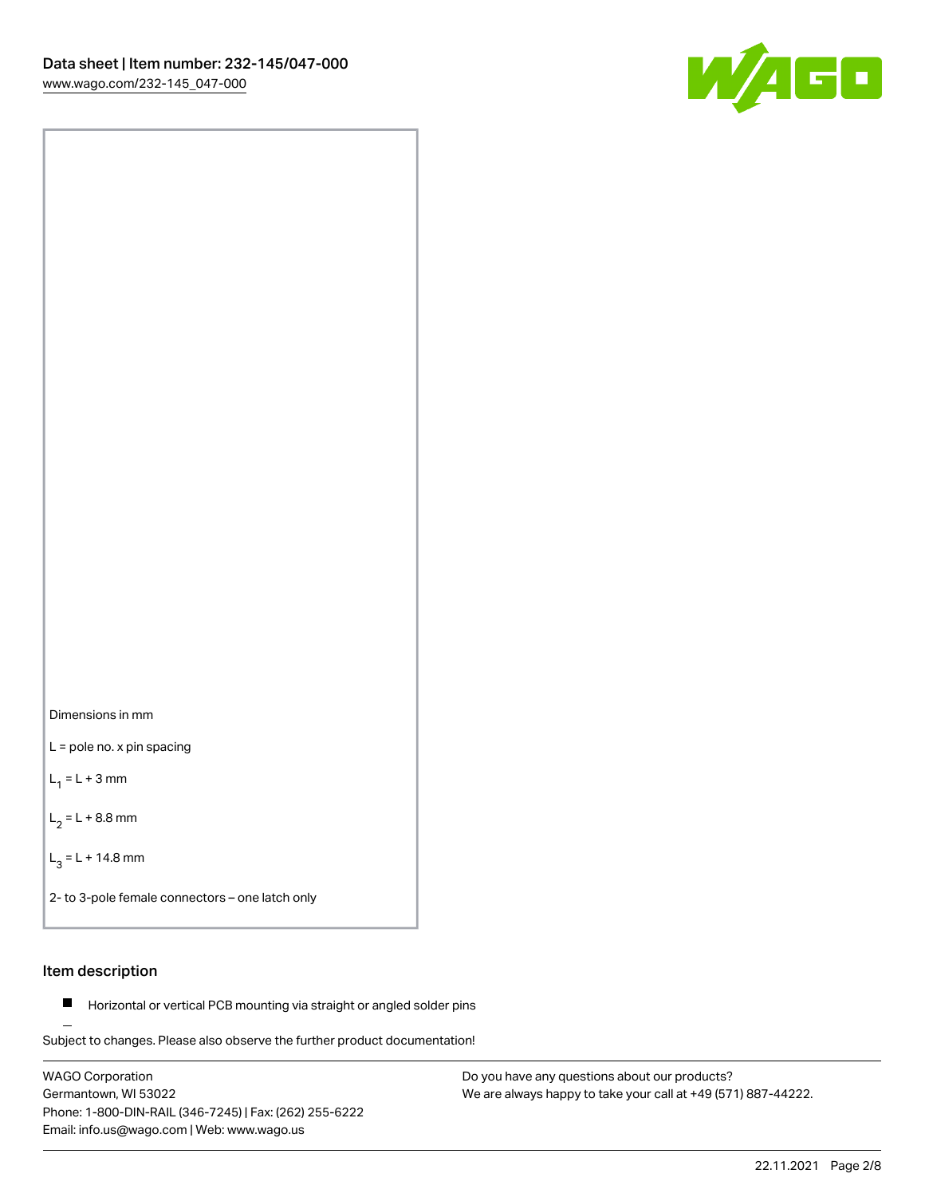Dimensions in mm

L = pole no. x pin spacing

$L_1$ = L + 3 mm

$L_2$ = L + 8.8 mm

$L_3$ = L + 14.8 mm

2- to 3-pole female connectors – one latch only

## Item description

- Horizontal or vertical PCB mounting via straight or angled solder pins

Subject to changes. Please also observe the further product documentation!

WAGO Corporation
Germantown, WI 53022
Phone: 1-800-DIN-RAIL (346-7245) | Fax: (262) 255-6222
Email: info.us@wago.com | Web: www.wago.us

Do you have any questions about our products?
We are always happy to take your call at +49 (571) 887-44222.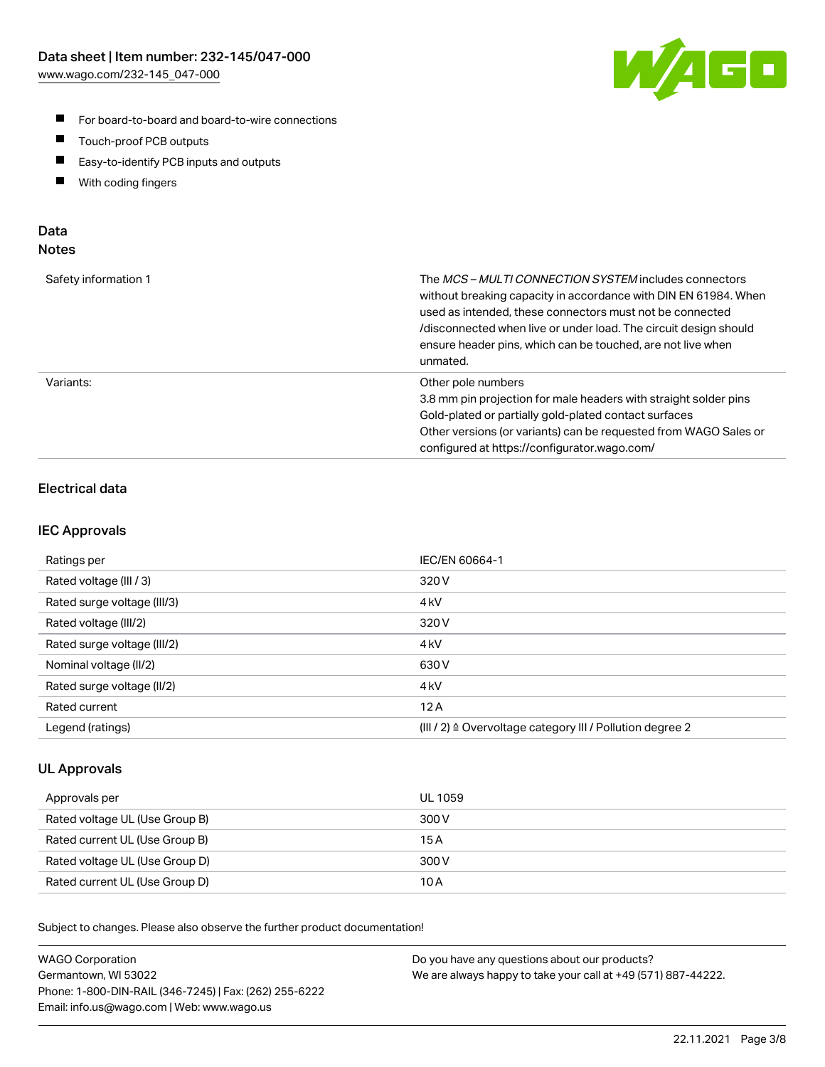- For board-to-board and board-to-wire connections
- Touch-proof PCB outputs
- Easy-to-identify PCB inputs and outputs
- With coding fingers

## Data

### Notes

| | |
|---|---|
| Safety information 1 | The *MCS – MULTI CONNECTION SYSTEM* includes connectors without breaking capacity in accordance with DIN EN 61984. When used as intended, these connectors must not be connected /disconnected when live or under load. The circuit design should ensure header pins, which can be touched, are not live when unmated. |
| Variants: | Other pole numbers<br>3.8 mm pin projection for male headers with straight solder pins<br>Gold-plated or partially gold-plated contact surfaces<br>Other versions (or variants) can be requested from WAGO Sales or configured at https://configurator.wago.com/ |

### Electrical data

### IEC Approvals

| | |
|---|---|
| Ratings per | IEC/EN 60664-1 |
| Rated voltage (III / 3) | 320 V |
| Rated surge voltage (III/3) | 4 kV |
| Rated voltage (III/2) | 320 V |
| Rated surge voltage (III/2) | 4 kV |
| Nominal voltage (II/2) | 630 V |
| Rated surge voltage (II/2) | 4 kV |
| Rated current | 12 A |
| Legend (ratings) | (III / 2) ≙ Overvoltage category III / Pollution degree 2 |

### UL Approvals

| | |
|---|---|
| Approvals per | UL 1059 |
| Rated voltage UL (Use Group B) | 300 V |
| Rated current UL (Use Group B) | 15 A |
| Rated voltage UL (Use Group D) | 300 V |
| Rated current UL (Use Group D) | 10 A |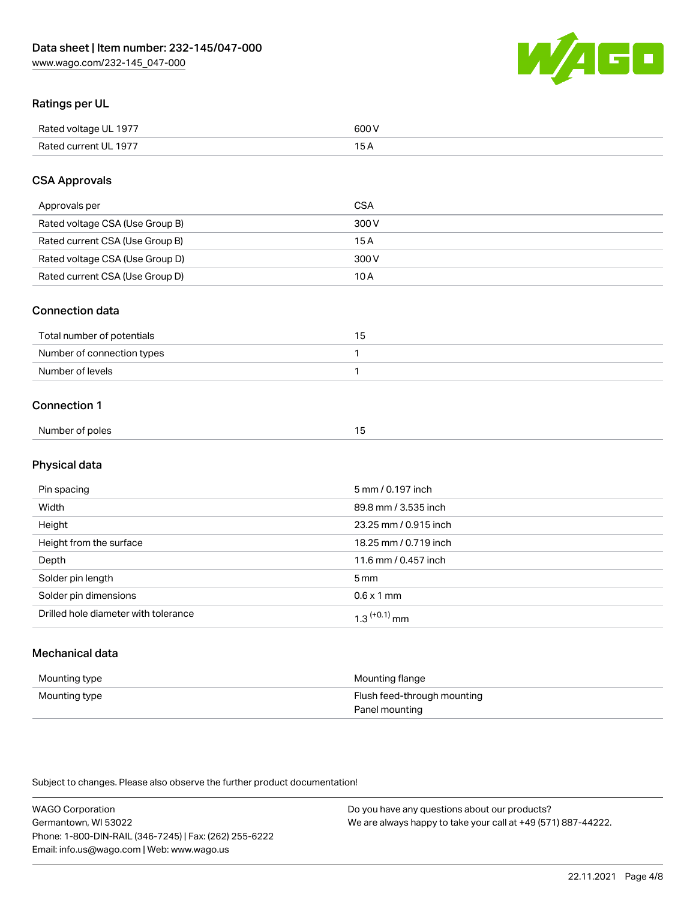## Ratings per UL

| | |
|---|---|
| Rated voltage UL 1977 | 600 V |
| Rated current UL 1977 | 15 A |

## CSA Approvals

| | |
|---|---|
| Approvals per | CSA |
| Rated voltage CSA (Use Group B) | 300 V |
| Rated current CSA (Use Group B) | 15 A |
| Rated voltage CSA (Use Group D) | 300 V |
| Rated current CSA (Use Group D) | 10 A |

## Connection data

| | |
|---|---|
| Total number of potentials | 15 |
| Number of connection types | 1 |
| Number of levels | 1 |

## Connection 1

| | |
|---|---|
| Number of poles | 15 |

## Physical data

| | |
|---|---|
| Pin spacing | 5 mm / 0.197 inch |
| Width | 89.8 mm / 3.535 inch |
| Height | 23.25 mm / 0.915 inch |
| Height from the surface | 18.25 mm / 0.719 inch |
| Depth | 11.6 mm / 0.457 inch |
| Solder pin length | 5 mm |
| Solder pin dimensions | 0.6 x 1 mm |
| Drilled hole diameter with tolerance | $1.3^{(+0.1)}$ mm |

## Mechanical data

| | |
|---|---|
| Mounting type | Mounting flange |
| Mounting type | Flush feed-through mounting<br>Panel mounting |

Subject to changes. Please also observe the further product documentation!

WAGO Corporation
Germantown, WI 53022
Phone: 1-800-DIN-RAIL (346-7245) | Fax: (262) 255-6222
Email: info.us@wago.com | Web: www.wago.us

Do you have any questions about our products?
We are always happy to take your call at +49 (571) 887-44222.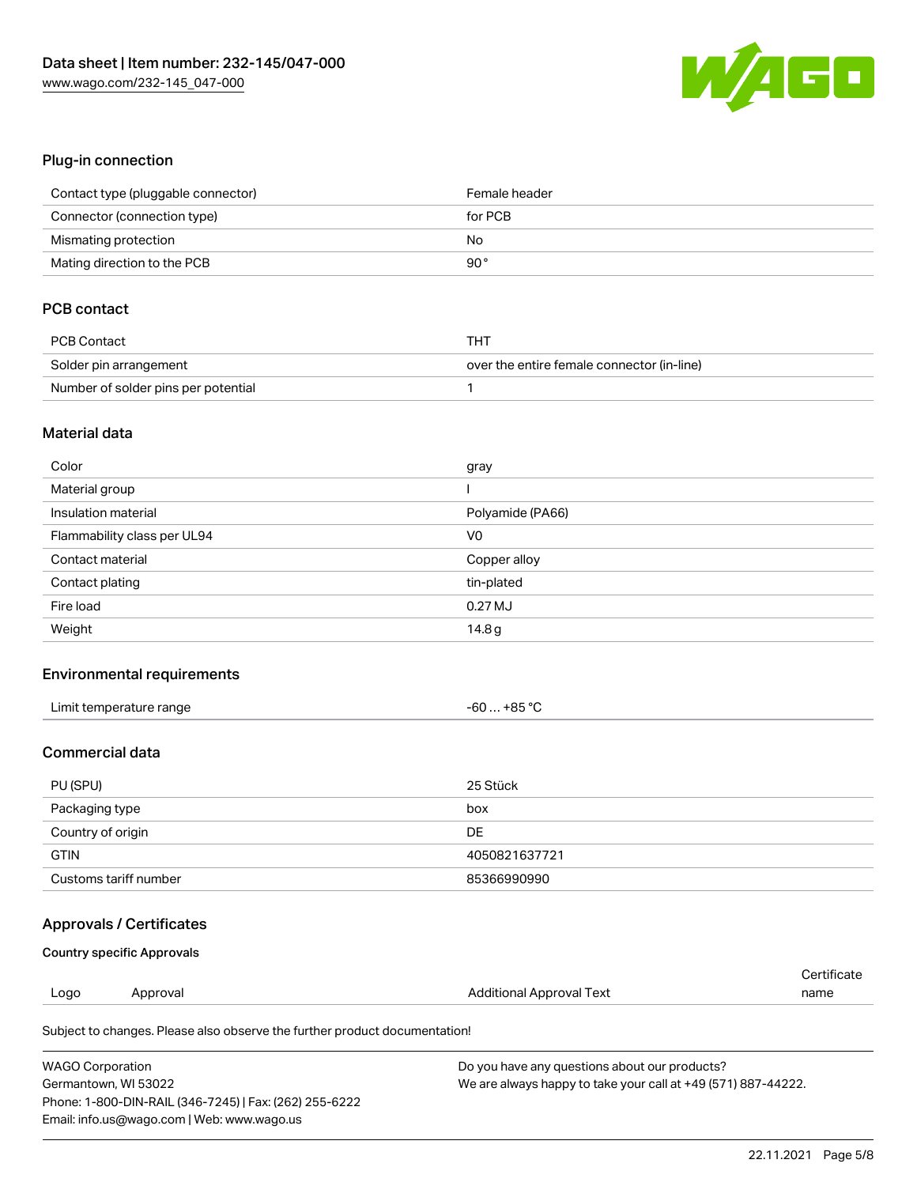## Plug-in connection

| | |
|---|---|
| Contact type (pluggable connector) | Female header |
| Connector (connection type) | for PCB |
| Mismating protection | No |
| Mating direction to the PCB | 90 ° |

## PCB contact

| | |
|---|---|
| PCB Contact | THT |
| Solder pin arrangement | over the entire female connector (in-line) |
| Number of solder pins per potential | 1 |

## Material data

| | |
|---|---|
| Color | gray |
| Material group | I |
| Insulation material | Polyamide (PA66) |
| Flammability class per UL94 | V0 |
| Contact material | Copper alloy |
| Contact plating | tin-plated |
| Fire load | 0.27 MJ |
| Weight | 14.8 g |

## Environmental requirements

| | |
|---|---|
| Limit temperature range | -60 … +85 °C |

## Commercial data

| | |
|---|---|
| PU (SPU) | 25 Stück |
| Packaging type | box |
| Country of origin | DE |
| GTIN | 4050821637721 |
| Customs tariff number | 85366990990 |

## Approvals / Certificates

### Country specific Approvals

| Logo | Approval | Additional Approval Text | Certificate name |
|---|---|---|---|

Subject to changes. Please also observe the further product documentation!

WAGO Corporation
Germantown, WI 53022
Phone: 1-800-DIN-RAIL (346-7245) | Fax: (262) 255-6222
Email: info.us@wago.com | Web: www.wago.us

Do you have any questions about our products?
We are always happy to take your call at +49 (571) 887-44222.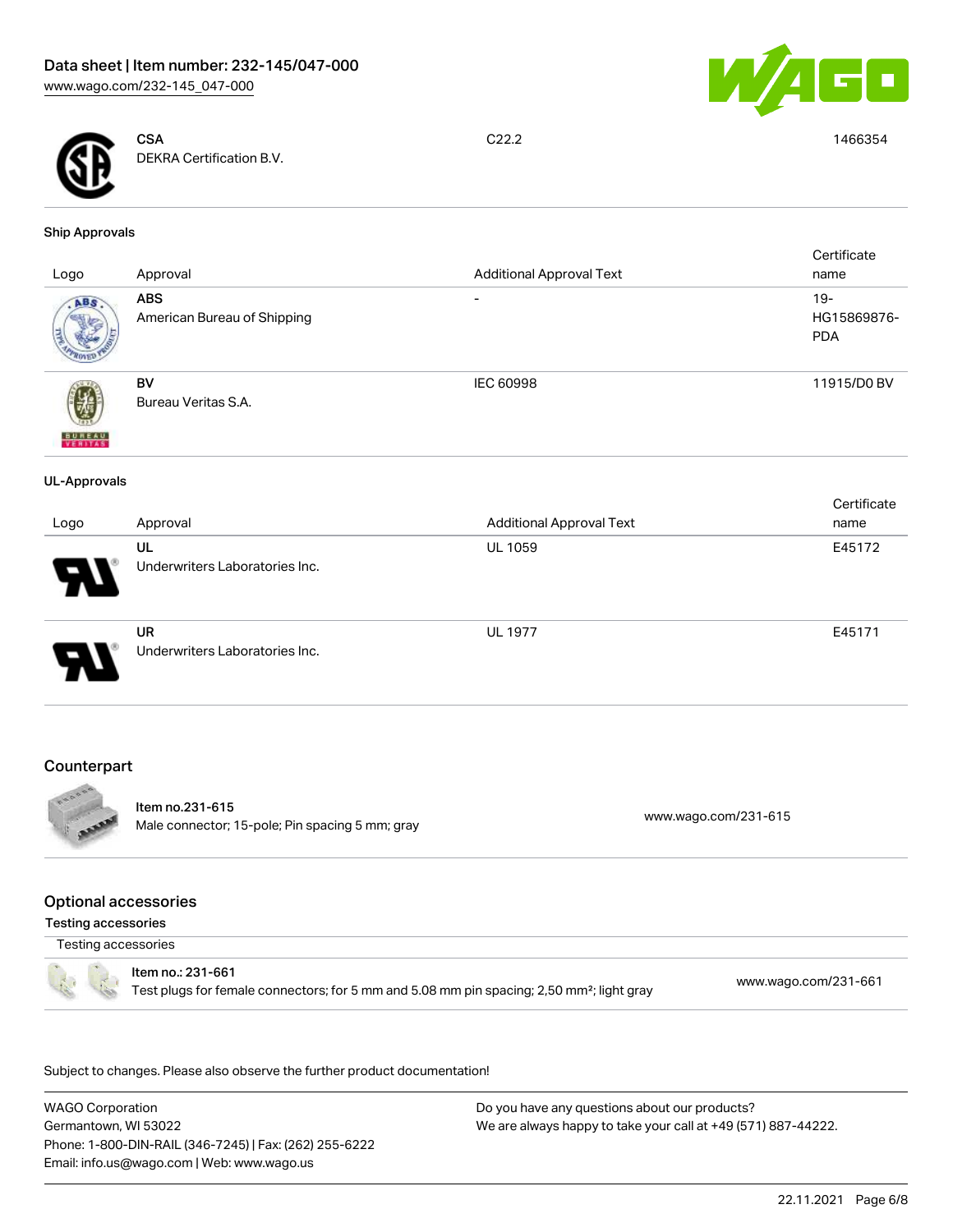| Logo | Approval | Additional Approval Text | Certificate name |
|---|---|---|---|
| | **CSA**<br>DEKRA Certification B.V. | C22.2 | 1466354 |

### Ship Approvals

| Logo | Approval | Additional Approval Text | Certificate name |
|---|---|---|---|
| | **ABS**<br>American Bureau of Shipping | - | 19-HG15869876-PDA |
| | **BV**<br>Bureau Veritas S.A. | IEC 60998 | 11915/D0 BV |

### UL-Approvals

| Logo | Approval | Additional Approval Text | Certificate name |
|---|---|---|---|
| | **UL**<br>Underwriters Laboratories Inc. | UL 1059 | E45172 |
| | **UR**<br>Underwriters Laboratories Inc. | UL 1977 | E45171 |

## Counterpart

| | |
|---|---|
| **Item no.231-615**<br>Male connector; 15-pole; Pin spacing 5 mm; gray | www.wago.com/231-615 |

## Optional accessories

### Testing accessories

| Testing accessories | |
|---|---|
| **Item no.: 231-661**<br>Test plugs for female connectors; for 5 mm and 5.08 mm pin spacing; 2,50 mm²; light gray | www.wago.com/231-661 |

Subject to changes. Please also observe the further product documentation!

WAGO Corporation
Germantown, WI 53022
Phone: 1-800-DIN-RAIL (346-7245) | Fax: (262) 255-6222
Email: info.us@wago.com | Web: www.wago.us

Do you have any questions about our products?
We are always happy to take your call at +49 (571) 887-44222.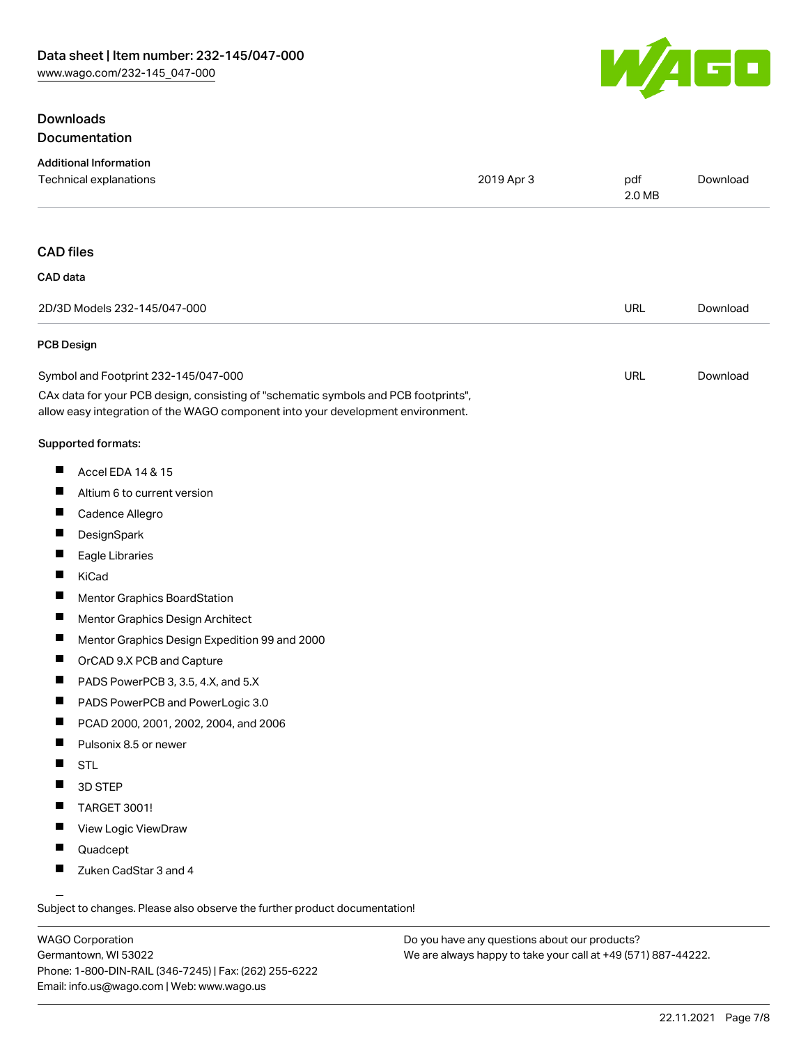## Downloads

### Documentation

**Additional Information**

| Technical explanations | 2019 Apr 3 | pdf 2.0 MB | Download |
| --- | --- | --- | --- |

### CAD files

**CAD data**

| 2D/3D Models 232-145/047-000 | URL | Download |
| --- | --- | --- |

**PCB Design**

| Symbol and Footprint 232-145/047-000 | URL | Download |
| --- | --- | --- |

CAx data for your PCB design, consisting of "schematic symbols and PCB footprints", allow easy integration of the WAGO component into your development environment.

**Supported formats:**

- Accel EDA 14 & 15
- Altium 6 to current version
- Cadence Allegro
- DesignSpark
- Eagle Libraries
- KiCad
- Mentor Graphics BoardStation
- Mentor Graphics Design Architect
- Mentor Graphics Design Expedition 99 and 2000
- OrCAD 9.X PCB and Capture
- PADS PowerPCB 3, 3.5, 4.X, and 5.X
- PADS PowerPCB and PowerLogic 3.0
- PCAD 2000, 2001, 2002, 2004, and 2006
- Pulsonix 8.5 or newer
- STL
- 3D STEP
- TARGET 3001!
- View Logic ViewDraw
- Quadcept
- Zuken CadStar 3 and 4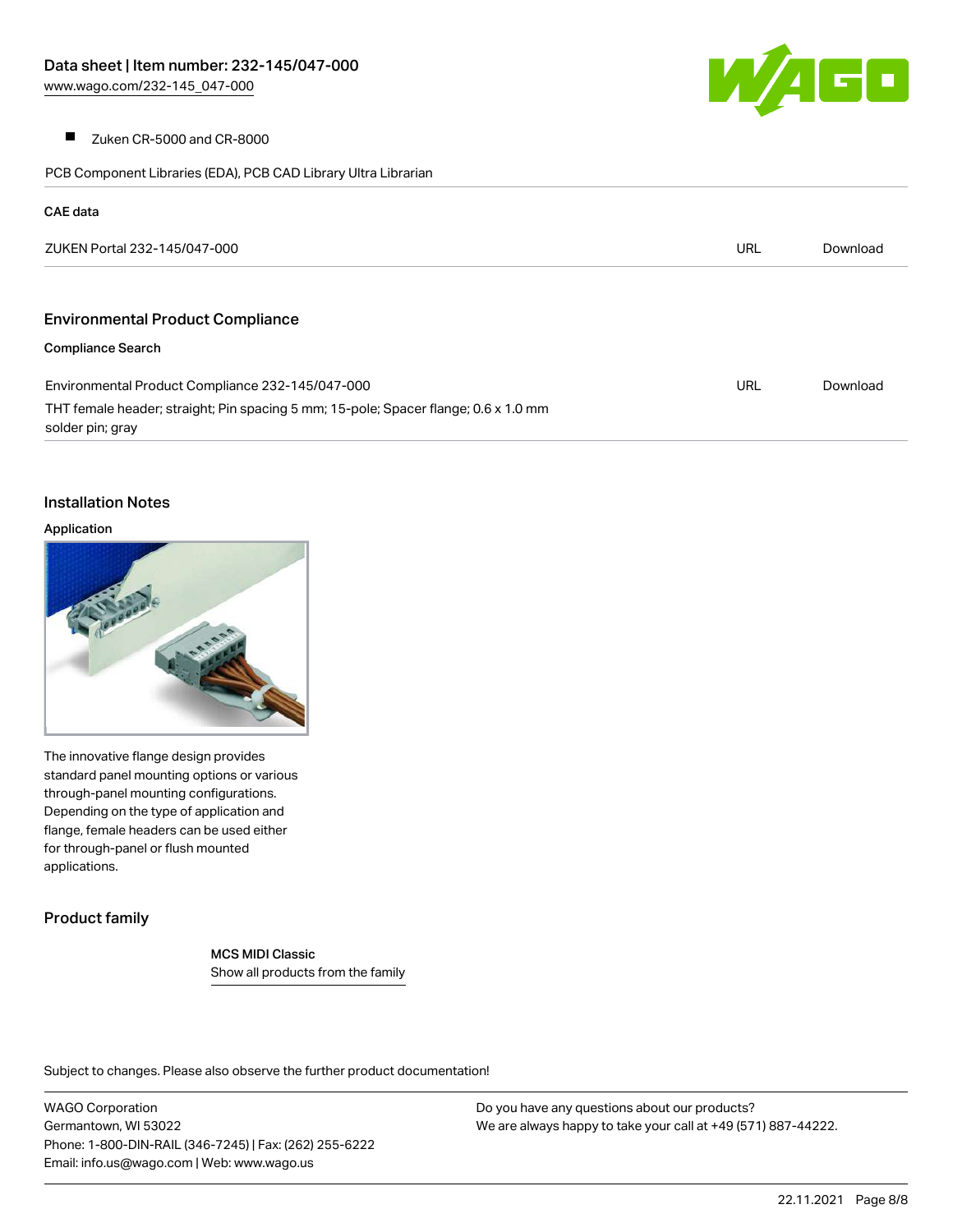- Zuken CR-5000 and CR-8000

PCB Component Libraries (EDA), PCB CAD Library Ultra Librarian

**CAE data**

| | | |
|---|---|---|
| ZUKEN Portal 232-145/047-000 | URL | Download |

## Environmental Product Compliance

**Compliance Search**

| | | |
|---|---|---|
| Environmental Product Compliance 232-145/047-000<br>THT female header; straight; Pin spacing 5 mm; 15-pole; Spacer flange; 0.6 x 1.0 mm solder pin; gray | URL | Download |

## Installation Notes

**Application**

The innovative flange design provides standard panel mounting options or various through-panel mounting configurations. Depending on the type of application and flange, female headers can be used either for through-panel or flush mounted applications.

## Product family

**MCS MIDI Classic**
Show all products from the family

Subject to changes. Please also observe the further product documentation!

WAGO Corporation
Germantown, WI 53022
Phone: 1-800-DIN-RAIL (346-7245) | Fax: (262) 255-6222
Email: info.us@wago.com | Web: www.wago.us

Do you have any questions about our products?
We are always happy to take your call at +49 (571) 887-44222.